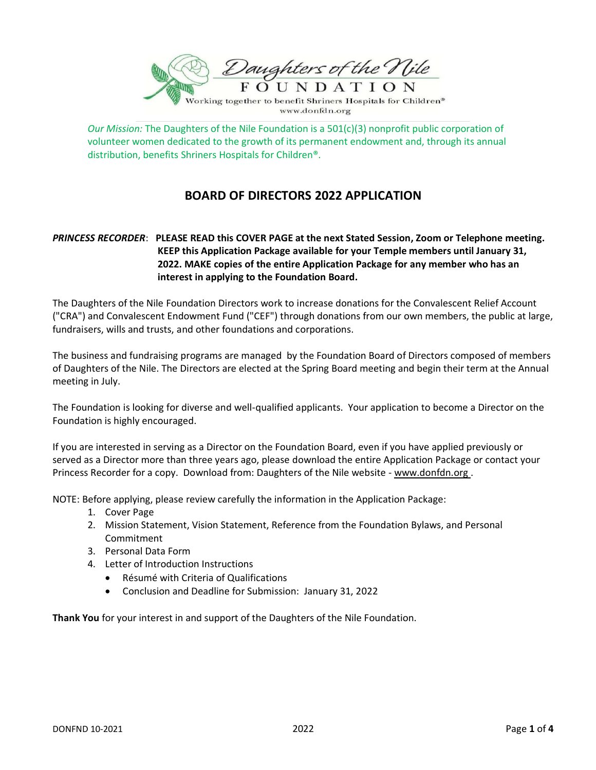Daughters of the Nile
FOUNDATION
Working together to benefit Shriners Hospitals for Children®
www.donfdn.org

*Our Mission:* The Daughters of the Nile Foundation is a 501(c)(3) nonprofit public corporation of volunteer women dedicated to the growth of its permanent endowment and, through its annual distribution, benefits Shriners Hospitals for Children®.

# BOARD OF DIRECTORS 2022 APPLICATION

***PRINCESS RECORDER***: **PLEASE READ this COVER PAGE at the next Stated Session, Zoom or Telephone meeting. KEEP this Application Package available for your Temple members until January 31, 2022. MAKE copies of the entire Application Package for any member who has an interest in applying to the Foundation Board.**

The Daughters of the Nile Foundation Directors work to increase donations for the Convalescent Relief Account ("CRA") and Convalescent Endowment Fund ("CEF") through donations from our own members, the public at large, fundraisers, wills and trusts, and other foundations and corporations.

The business and fundraising programs are managed by the Foundation Board of Directors composed of members of Daughters of the Nile. The Directors are elected at the Spring Board meeting and begin their term at the Annual meeting in July.

The Foundation is looking for diverse and well-qualified applicants. Your application to become a Director on the Foundation is highly encouraged.

If you are interested in serving as a Director on the Foundation Board, even if you have applied previously or served as a Director more than three years ago, please download the entire Application Package or contact your Princess Recorder for a copy. Download from: Daughters of the Nile website - www.donfdn.org .

NOTE: Before applying, please review carefully the information in the Application Package:

1. Cover Page
2. Mission Statement, Vision Statement, Reference from the Foundation Bylaws, and Personal Commitment
3. Personal Data Form
4. Letter of Introduction Instructions
   - Résumé with Criteria of Qualifications
   - Conclusion and Deadline for Submission: January 31, 2022

**Thank You** for your interest in and support of the Daughters of the Nile Foundation.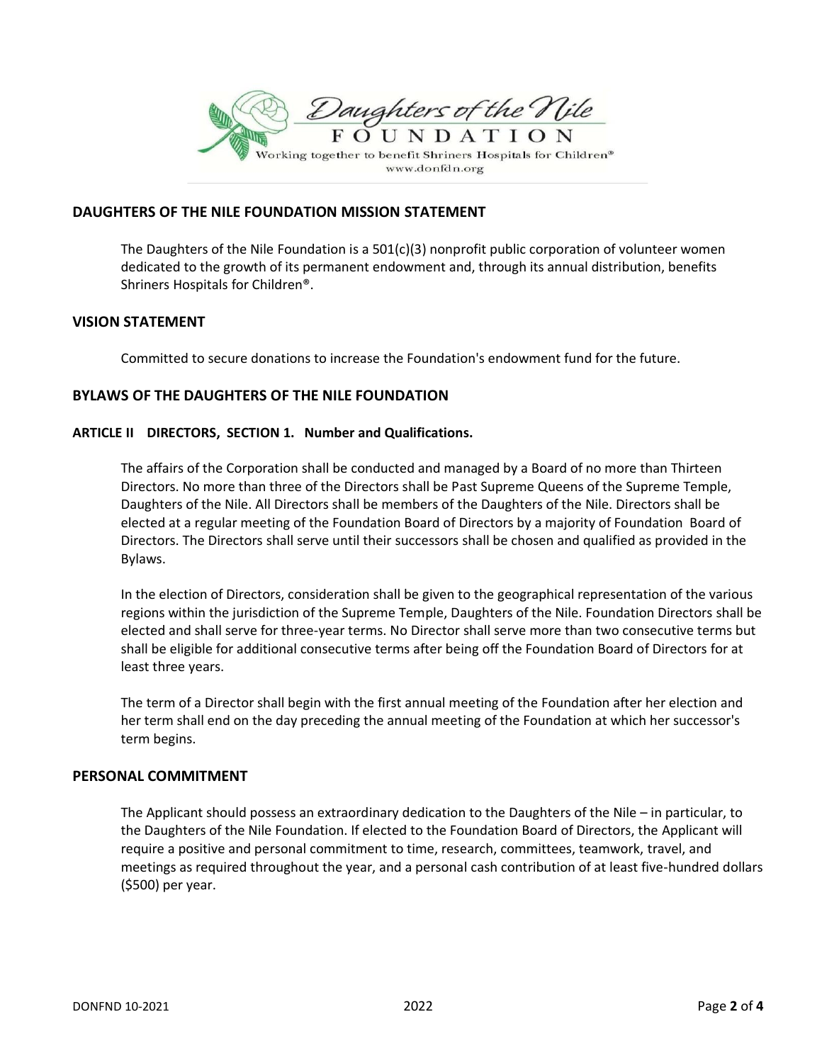Daughters of the Nile
FOUNDATION
Working together to benefit Shriners Hospitals for Children®
www.donfdn.org

## DAUGHTERS OF THE NILE FOUNDATION MISSION STATEMENT

The Daughters of the Nile Foundation is a 501(c)(3) nonprofit public corporation of volunteer women dedicated to the growth of its permanent endowment and, through its annual distribution, benefits Shriners Hospitals for Children®.

## VISION STATEMENT

Committed to secure donations to increase the Foundation's endowment fund for the future.

## BYLAWS OF THE DAUGHTERS OF THE NILE FOUNDATION

### ARTICLE II DIRECTORS, SECTION 1. Number and Qualifications.

The affairs of the Corporation shall be conducted and managed by a Board of no more than Thirteen Directors. No more than three of the Directors shall be Past Supreme Queens of the Supreme Temple, Daughters of the Nile. All Directors shall be members of the Daughters of the Nile. Directors shall be elected at a regular meeting of the Foundation Board of Directors by a majority of Foundation Board of Directors. The Directors shall serve until their successors shall be chosen and qualified as provided in the Bylaws.

In the election of Directors, consideration shall be given to the geographical representation of the various regions within the jurisdiction of the Supreme Temple, Daughters of the Nile. Foundation Directors shall be elected and shall serve for three-year terms. No Director shall serve more than two consecutive terms but shall be eligible for additional consecutive terms after being off the Foundation Board of Directors for at least three years.

The term of a Director shall begin with the first annual meeting of the Foundation after her election and her term shall end on the day preceding the annual meeting of the Foundation at which her successor's term begins.

## PERSONAL COMMITMENT

The Applicant should possess an extraordinary dedication to the Daughters of the Nile – in particular, to the Daughters of the Nile Foundation. If elected to the Foundation Board of Directors, the Applicant will require a positive and personal commitment to time, research, committees, teamwork, travel, and meetings as required throughout the year, and a personal cash contribution of at least five-hundred dollars ($500) per year.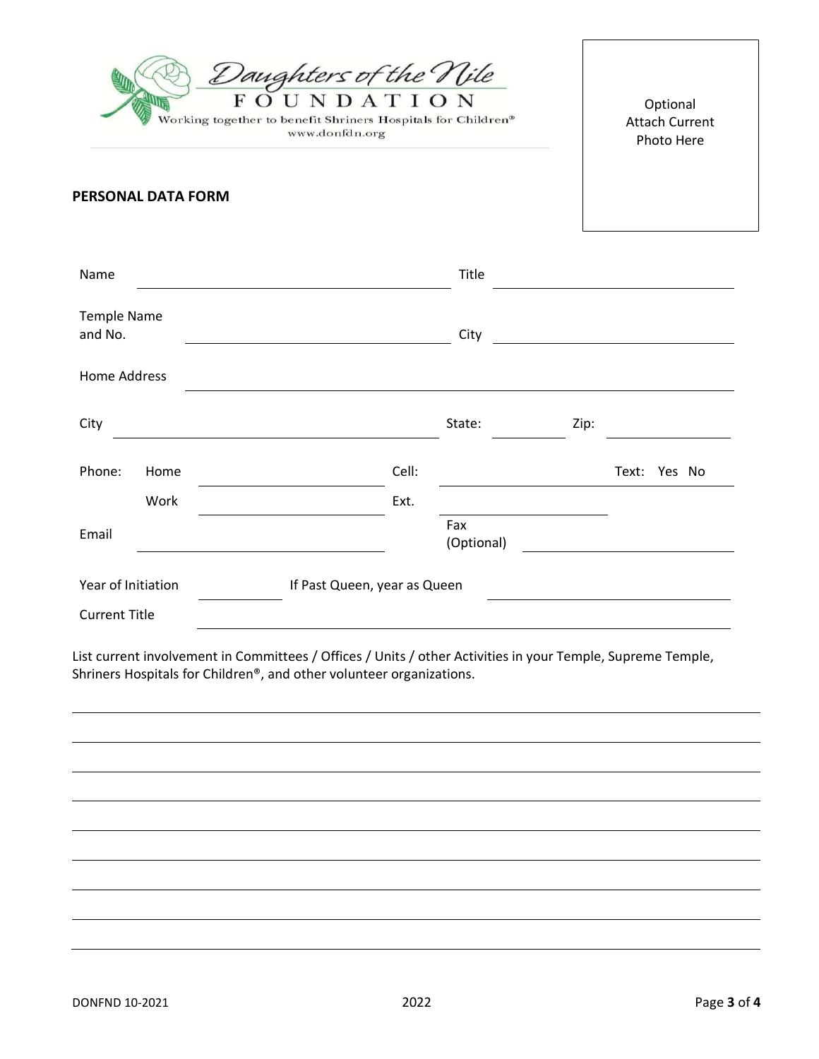Daughters of the Nile
FOUNDATION
Working together to benefit Shriners Hospitals for Children®
www.donfdn.org

Optional
Attach Current
Photo Here

**PERSONAL DATA FORM**

Name ______________________________ Title ______________________

Temple Name and No. ______________________ City ______________________

Home Address ______________________________________________

City ______________________ State: __________ Zip: __________

Phone: Home ______________ Cell: ______________ Text: Yes No

Work ______________ Ext. ______________

Email ______________________ Fax (Optional) ______________________

Year of Initiation __________ If Past Queen, year as Queen ______________________

Current Title ______________________________________________

List current involvement in Committees / Offices / Units / other Activities in your Temple, Supreme Temple, Shriners Hospitals for Children®, and other volunteer organizations.

______________________________________________

______________________________________________

______________________________________________

______________________________________________

______________________________________________

______________________________________________

______________________________________________

______________________________________________

______________________________________________

DONFND 10-2021 2022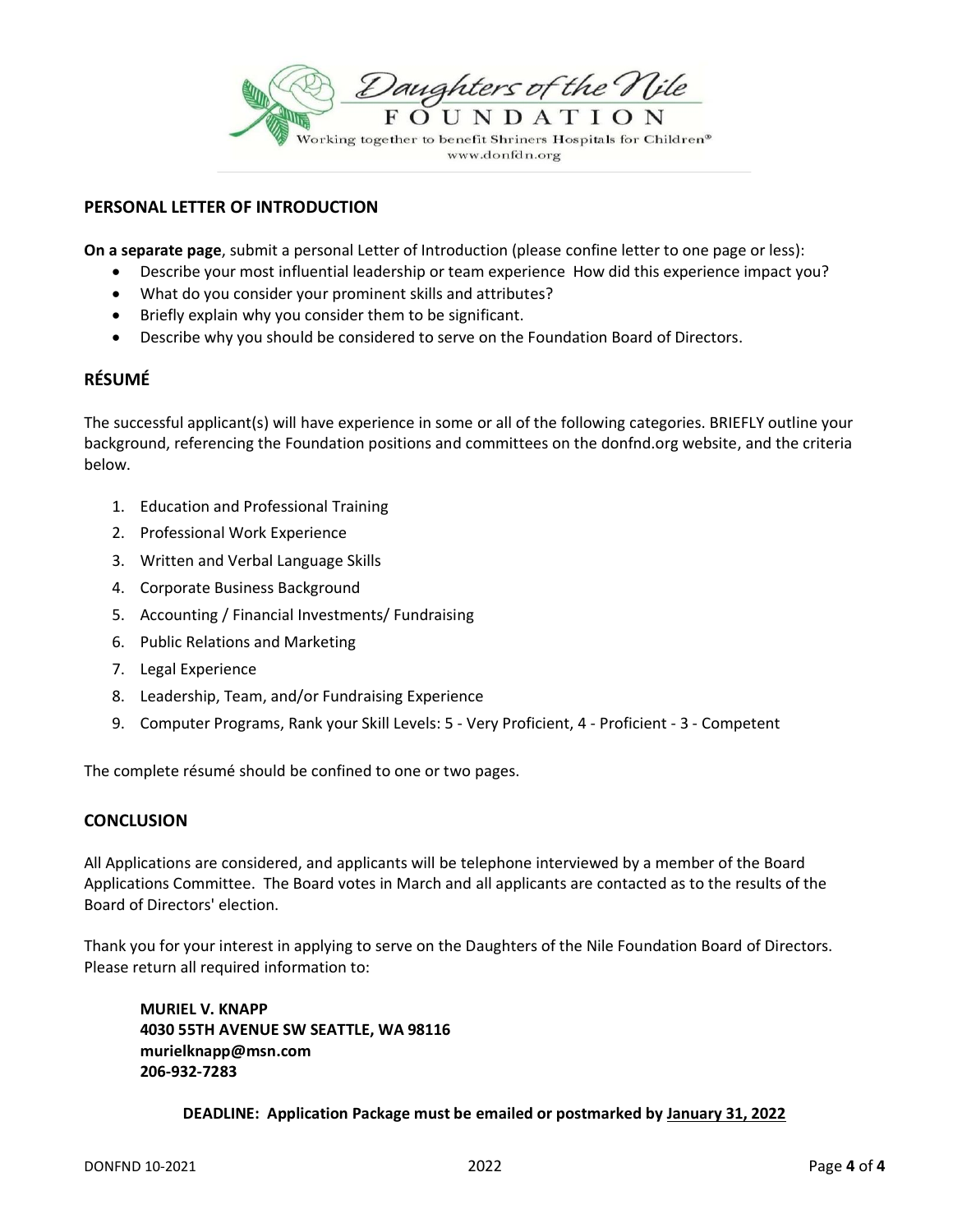Daughters of the Nile
FOUNDATION
Working together to benefit Shriners Hospitals for Children®
www.donfdn.org

## PERSONAL LETTER OF INTRODUCTION

**On a separate page**, submit a personal Letter of Introduction (please confine letter to one page or less):

- Describe your most influential leadership or team experience How did this experience impact you?
- What do you consider your prominent skills and attributes?
- Briefly explain why you consider them to be significant.
- Describe why you should be considered to serve on the Foundation Board of Directors.

## RÉSUMÉ

The successful applicant(s) will have experience in some or all of the following categories. BRIEFLY outline your background, referencing the Foundation positions and committees on the donfnd.org website, and the criteria below.

1. Education and Professional Training
2. Professional Work Experience
3. Written and Verbal Language Skills
4. Corporate Business Background
5. Accounting / Financial Investments/ Fundraising
6. Public Relations and Marketing
7. Legal Experience
8. Leadership, Team, and/or Fundraising Experience
9. Computer Programs, Rank your Skill Levels: 5 - Very Proficient, 4 - Proficient - 3 - Competent

The complete résumé should be confined to one or two pages.

## CONCLUSION

All Applications are considered, and applicants will be telephone interviewed by a member of the Board Applications Committee. The Board votes in March and all applicants are contacted as to the results of the Board of Directors' election.

Thank you for your interest in applying to serve on the Daughters of the Nile Foundation Board of Directors. Please return all required information to:

**MURIEL V. KNAPP**
**4030 55TH AVENUE SW SEATTLE, WA 98116**
**murielknapp@msn.com**
**206-932-7283**

**DEADLINE: Application Package must be emailed or postmarked by January 31, 2022**

DONFND 10-2021 2022